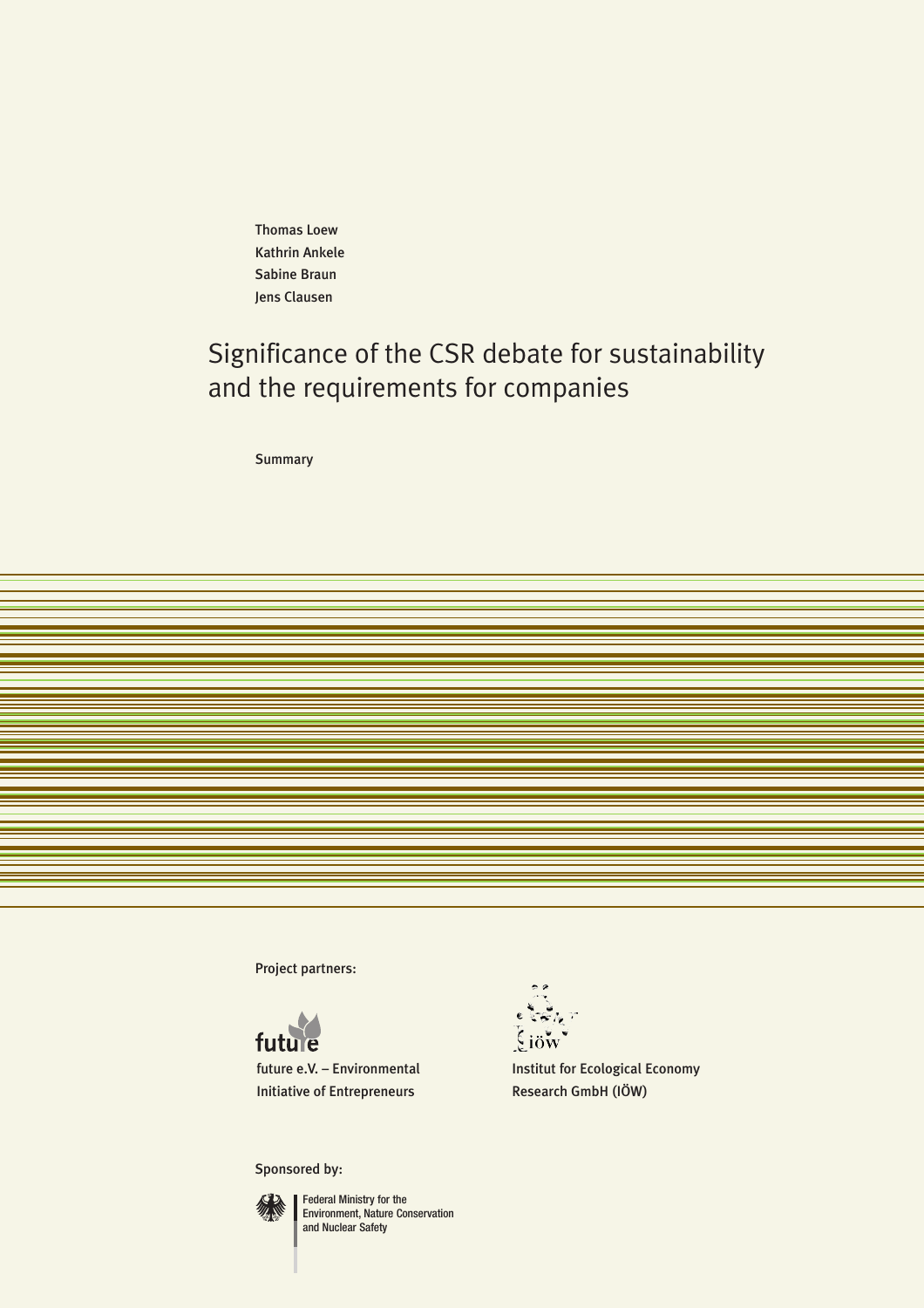Thomas Loew
Kathrin Ankele
Sabine Braun
Jens Clausen

# Significance of the CSR debate for sustainability and the requirements for companies

Summary

Project partners:

future e.V. – Environmental Initiative of Entrepreneurs

Institut for Ecological Economy Research GmbH (IÖW)

Sponsored by:

Federal Ministry for the Environment, Nature Conservation and Nuclear Safety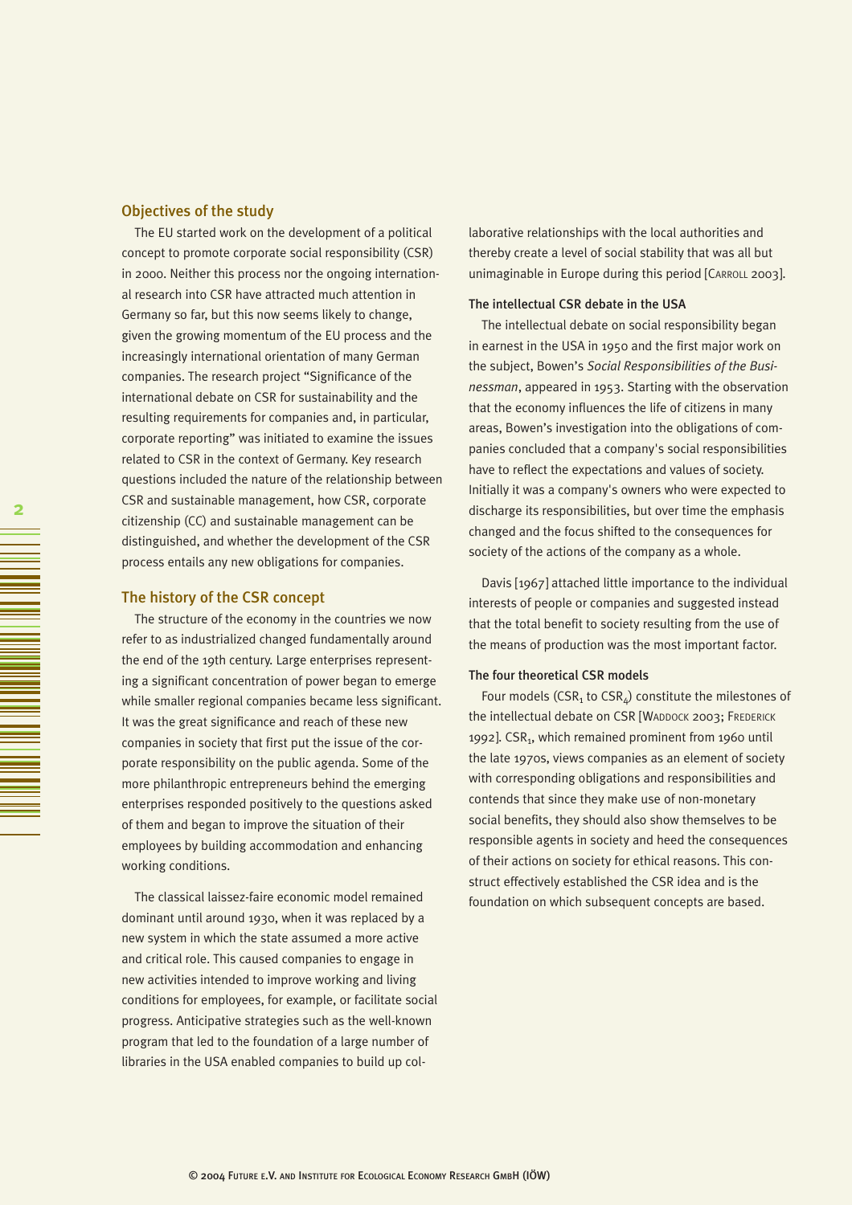## Objectives of the study

The EU started work on the development of a political concept to promote corporate social responsibility (CSR) in 2000. Neither this process nor the ongoing international research into CSR have attracted much attention in Germany so far, but this now seems likely to change, given the growing momentum of the EU process and the increasingly international orientation of many German companies. The research project "Significance of the international debate on CSR for sustainability and the resulting requirements for companies and, in particular, corporate reporting" was initiated to examine the issues related to CSR in the context of Germany. Key research questions included the nature of the relationship between CSR and sustainable management, how CSR, corporate citizenship (CC) and sustainable management can be distinguished, and whether the development of the CSR process entails any new obligations for companies.

## The history of the CSR concept

The structure of the economy in the countries we now refer to as industrialized changed fundamentally around the end of the 19th century. Large enterprises representing a significant concentration of power began to emerge while smaller regional companies became less significant. It was the great significance and reach of these new companies in society that first put the issue of the corporate responsibility on the public agenda. Some of the more philanthropic entrepreneurs behind the emerging enterprises responded positively to the questions asked of them and began to improve the situation of their employees by building accommodation and enhancing working conditions.

The classical laissez-faire economic model remained dominant until around 1930, when it was replaced by a new system in which the state assumed a more active and critical role. This caused companies to engage in new activities intended to improve working and living conditions for employees, for example, or facilitate social progress. Anticipative strategies such as the well-known program that led to the foundation of a large number of libraries in the USA enabled companies to build up collaborative relationships with the local authorities and thereby create a level of social stability that was all but unimaginable in Europe during this period [Carroll 2003].

### The intellectual CSR debate in the USA

The intellectual debate on social responsibility began in earnest in the USA in 1950 and the first major work on the subject, Bowen's *Social Responsibilities of the Businessman*, appeared in 1953. Starting with the observation that the economy influences the life of citizens in many areas, Bowen's investigation into the obligations of companies concluded that a company's social responsibilities have to reflect the expectations and values of society. Initially it was a company's owners who were expected to discharge its responsibilities, but over time the emphasis changed and the focus shifted to the consequences for society of the actions of the company as a whole.

Davis [1967] attached little importance to the individual interests of people or companies and suggested instead that the total benefit to society resulting from the use of the means of production was the most important factor.

### The four theoretical CSR models

Four models ($CSR_1$ to $CSR_4$) constitute the milestones of the intellectual debate on CSR [Waddock 2003; Frederick 1992]. $CSR_1$, which remained prominent from 1960 until the late 1970s, views companies as an element of society with corresponding obligations and responsibilities and contends that since they make use of non-monetary social benefits, they should also show themselves to be responsible agents in society and heed the consequences of their actions on society for ethical reasons. This construct effectively established the CSR idea and is the foundation on which subsequent concepts are based.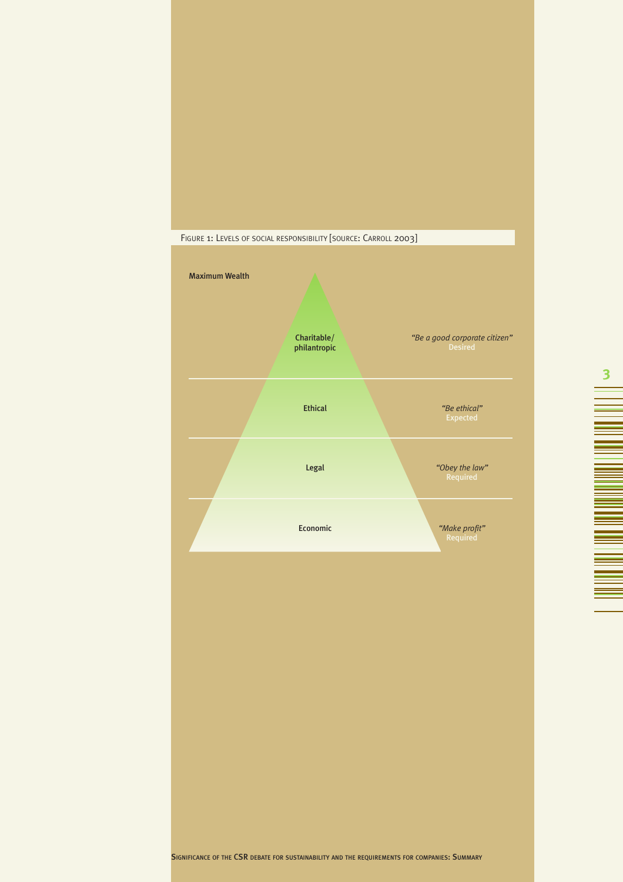FIGURE 1: LEVELS OF SOCIAL RESPONSIBILITY [SOURCE: CARROLL 2003]

Maximum Wealth

| Level | Description | Status |
| --- | --- | --- |
| Charitable/ philantropic | *"Be a good corporate citizen"* | Desired |
| Ethical | *"Be ethical"* | Expected |
| Legal | *"Obey the law"* | Required |
| Economic | *"Make profit"* | Required |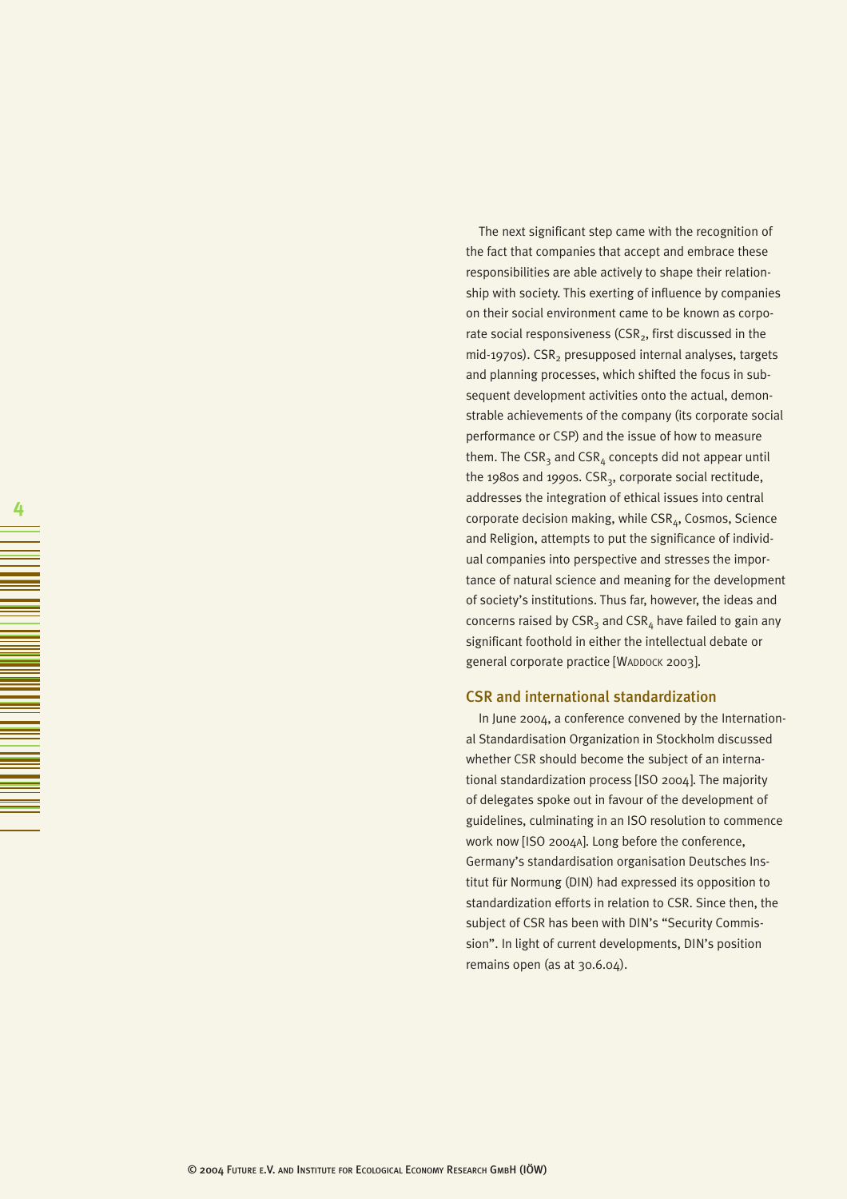The next significant step came with the recognition of the fact that companies that accept and embrace these responsibilities are able actively to shape their relationship with society. This exerting of influence by companies on their social environment came to be known as corporate social responsiveness ($CSR_2$, first discussed in the mid-1970s). $CSR_2$ presupposed internal analyses, targets and planning processes, which shifted the focus in subsequent development activities onto the actual, demonstrable achievements of the company (its corporate social performance or CSP) and the issue of how to measure them. The $CSR_3$ and $CSR_4$ concepts did not appear until the 1980s and 1990s. $CSR_3$, corporate social rectitude, addresses the integration of ethical issues into central corporate decision making, while $CSR_4$, Cosmos, Science and Religion, attempts to put the significance of individual companies into perspective and stresses the importance of natural science and meaning for the development of society's institutions. Thus far, however, the ideas and concerns raised by $CSR_3$ and $CSR_4$ have failed to gain any significant foothold in either the intellectual debate or general corporate practice [Waddock 2003].

### CSR and international standardization

In June 2004, a conference convened by the International Standardisation Organization in Stockholm discussed whether CSR should become the subject of an international standardization process [ISO 2004]. The majority of delegates spoke out in favour of the development of guidelines, culminating in an ISO resolution to commence work now [ISO 2004a]. Long before the conference, Germany's standardisation organisation Deutsches Institut für Normung (DIN) had expressed its opposition to standardization efforts in relation to CSR. Since then, the subject of CSR has been with DIN's "Security Commission". In light of current developments, DIN's position remains open (as at 30.6.04).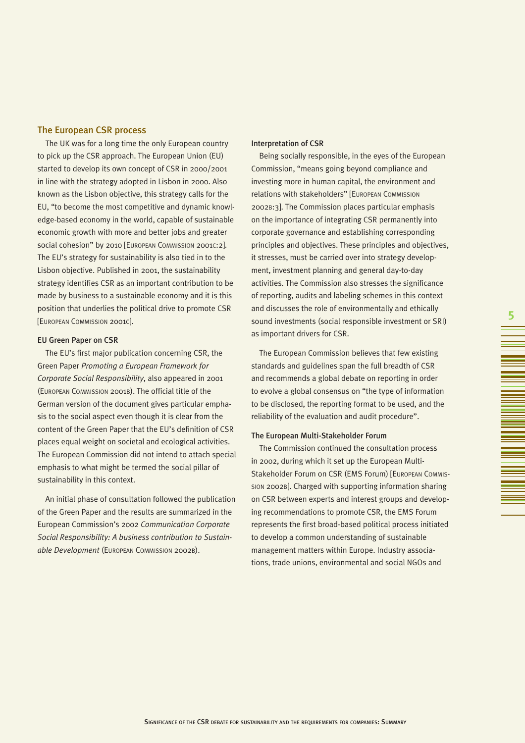## The European CSR process

The UK was for a long time the only European country to pick up the CSR approach. The European Union (EU) started to develop its own concept of CSR in 2000/2001 in line with the strategy adopted in Lisbon in 2000. Also known as the Lisbon objective, this strategy calls for the EU, "to become the most competitive and dynamic knowledge-based economy in the world, capable of sustainable economic growth with more and better jobs and greater social cohesion" by 2010 [European Commission 2001c:2]. The EU's strategy for sustainability is also tied in to the Lisbon objective. Published in 2001, the sustainability strategy identifies CSR as an important contribution to be made by business to a sustainable economy and it is this position that underlies the political drive to promote CSR [European Commission 2001c].

### EU Green Paper on CSR

The EU's first major publication concerning CSR, the Green Paper *Promoting a European Framework for Corporate Social Responsibility*, also appeared in 2001 (European Commission 2001b). The official title of the German version of the document gives particular emphasis to the social aspect even though it is clear from the content of the Green Paper that the EU's definition of CSR places equal weight on societal and ecological activities. The European Commission did not intend to attach special emphasis to what might be termed the social pillar of sustainability in this context.

An initial phase of consultation followed the publication of the Green Paper and the results are summarized in the European Commission's 2002 *Communication Corporate Social Responsibility: A business contribution to Sustainable Development* (European Commission 2002b).

### Interpretation of CSR

Being socially responsible, in the eyes of the European Commission, "means going beyond compliance and investing more in human capital, the environment and relations with stakeholders" [European Commission 2002b:3]. The Commission places particular emphasis on the importance of integrating CSR permanently into corporate governance and establishing corresponding principles and objectives. These principles and objectives, it stresses, must be carried over into strategy development, investment planning and general day-to-day activities. The Commission also stresses the significance of reporting, audits and labeling schemes in this context and discusses the role of environmentally and ethically sound investments (social responsible investment or SRI) as important drivers for CSR.

The European Commission believes that few existing standards and guidelines span the full breadth of CSR and recommends a global debate on reporting in order to evolve a global consensus on "the type of information to be disclosed, the reporting format to be used, and the reliability of the evaluation and audit procedure".

### The European Multi-Stakeholder Forum

The Commission continued the consultation process in 2002, during which it set up the European Multi-Stakeholder Forum on CSR (EMS Forum) [European Commission 2002b]. Charged with supporting information sharing on CSR between experts and interest groups and developing recommendations to promote CSR, the EMS Forum represents the first broad-based political process initiated to develop a common understanding of sustainable management matters within Europe. Industry associations, trade unions, environmental and social NGOs and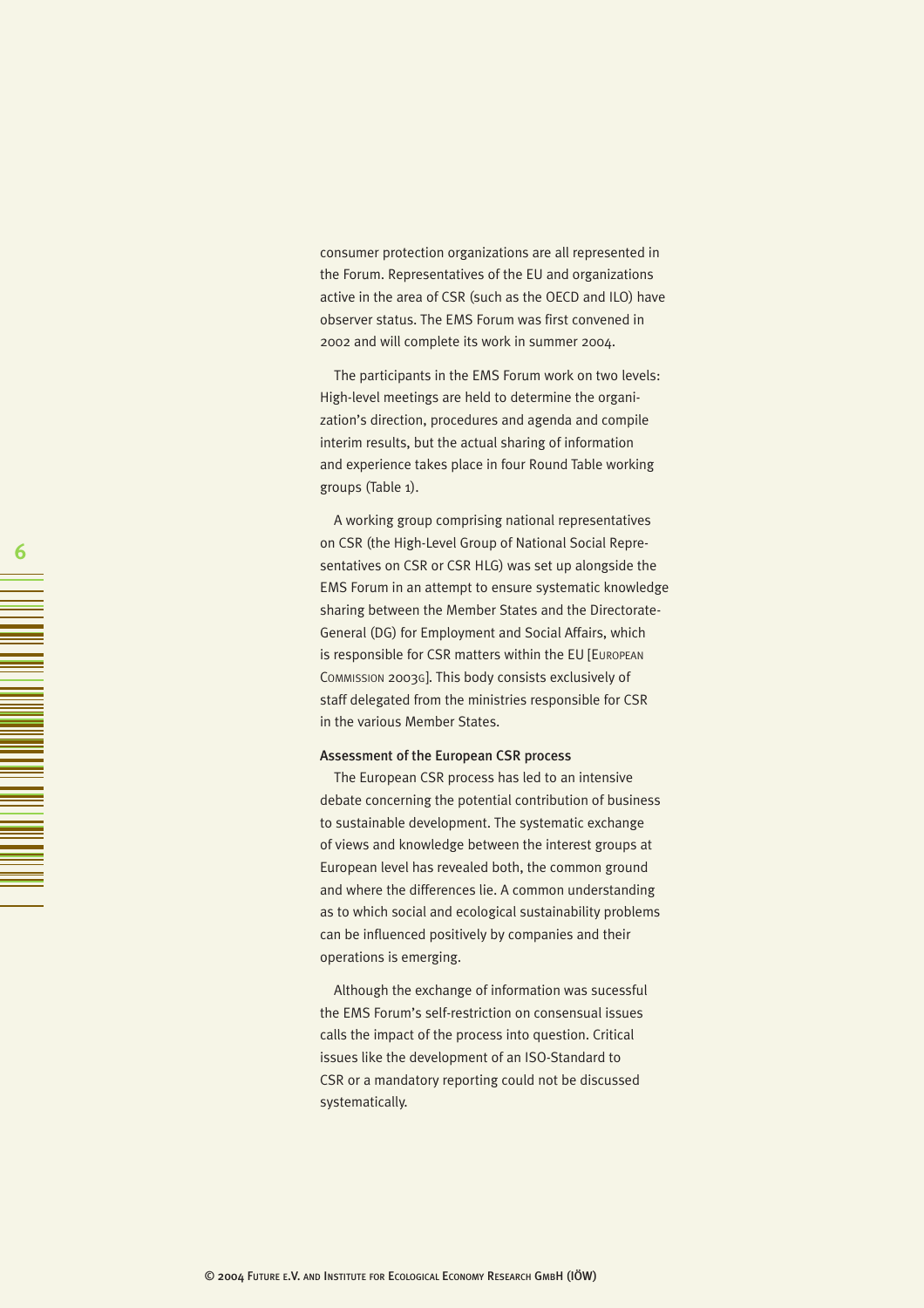consumer protection organizations are all represented in the Forum. Representatives of the EU and organizations active in the area of CSR (such as the OECD and ILO) have observer status. The EMS Forum was first convened in 2002 and will complete its work in summer 2004.

The participants in the EMS Forum work on two levels: High-level meetings are held to determine the organization's direction, procedures and agenda and compile interim results, but the actual sharing of information and experience takes place in four Round Table working groups (Table 1).

A working group comprising national representatives on CSR (the High-Level Group of National Social Representatives on CSR or CSR HLG) was set up alongside the EMS Forum in an attempt to ensure systematic knowledge sharing between the Member States and the Directorate-General (DG) for Employment and Social Affairs, which is responsible for CSR matters within the EU [European Commission 2003g]. This body consists exclusively of staff delegated from the ministries responsible for CSR in the various Member States.

#### Assessment of the European CSR process

The European CSR process has led to an intensive debate concerning the potential contribution of business to sustainable development. The systematic exchange of views and knowledge between the interest groups at European level has revealed both, the common ground and where the differences lie. A common understanding as to which social and ecological sustainability problems can be influenced positively by companies and their operations is emerging.

Although the exchange of information was sucessful the EMS Forum's self-restriction on consensual issues calls the impact of the process into question. Critical issues like the development of an ISO-Standard to CSR or a mandatory reporting could not be discussed systematically.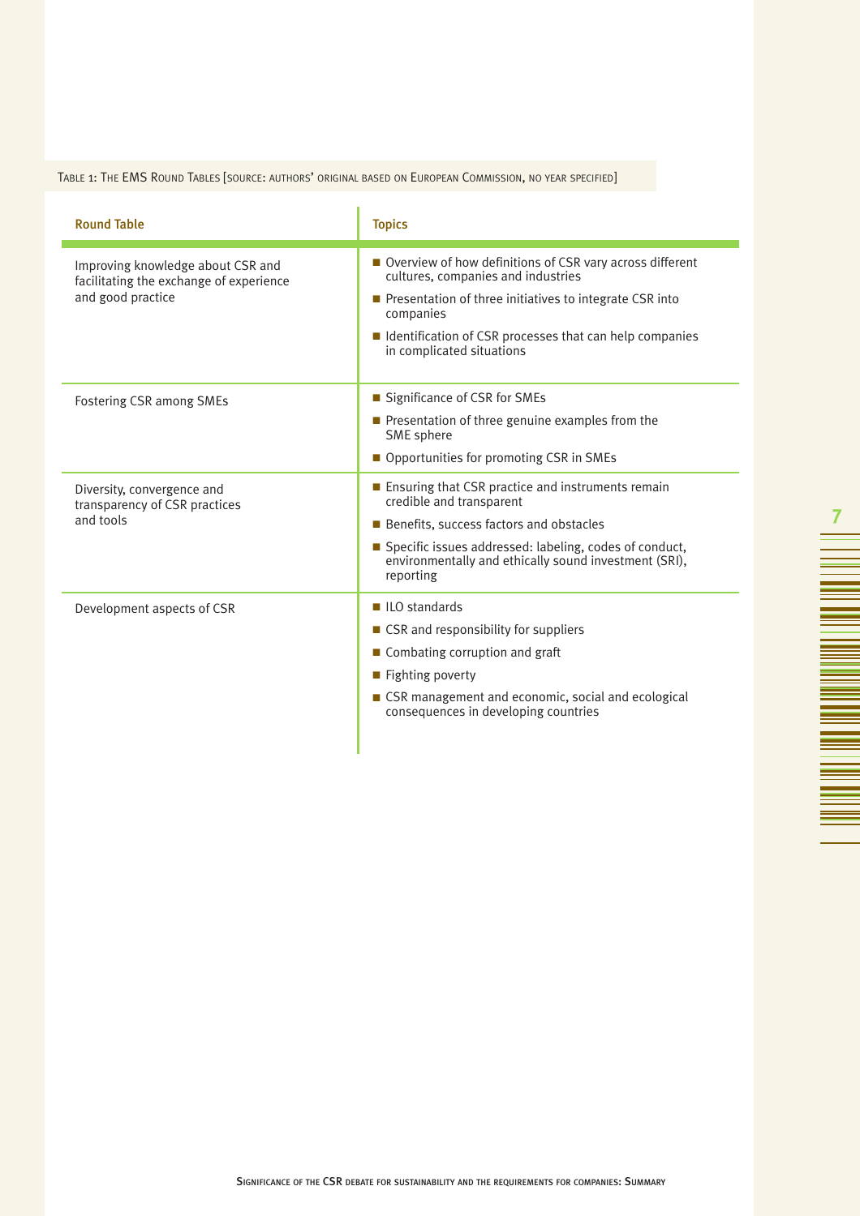Table 1: The EMS Round Tables [source: authors' original based on European Commission, no year specified]

| Round Table | Topics |
|---|---|
| Improving knowledge about CSR and facilitating the exchange of experience and good practice | ■ Overview of how definitions of CSR vary across different cultures, companies and industries<br>■ Presentation of three initiatives to integrate CSR into companies<br>■ Identification of CSR processes that can help companies in complicated situations |
| Fostering CSR among SMEs | ■ Significance of CSR for SMEs<br>■ Presentation of three genuine examples from the SME sphere<br>■ Opportunities for promoting CSR in SMEs |
| Diversity, convergence and transparency of CSR practices and tools | ■ Ensuring that CSR practice and instruments remain credible and transparent<br>■ Benefits, success factors and obstacles<br>■ Specific issues addressed: labeling, codes of conduct, environmentally and ethically sound investment (SRI), reporting |
| Development aspects of CSR | ■ ILO standards<br>■ CSR and responsibility for suppliers<br>■ Combating corruption and graft<br>■ Fighting poverty<br>■ CSR management and economic, social and ecological consequences in developing countries |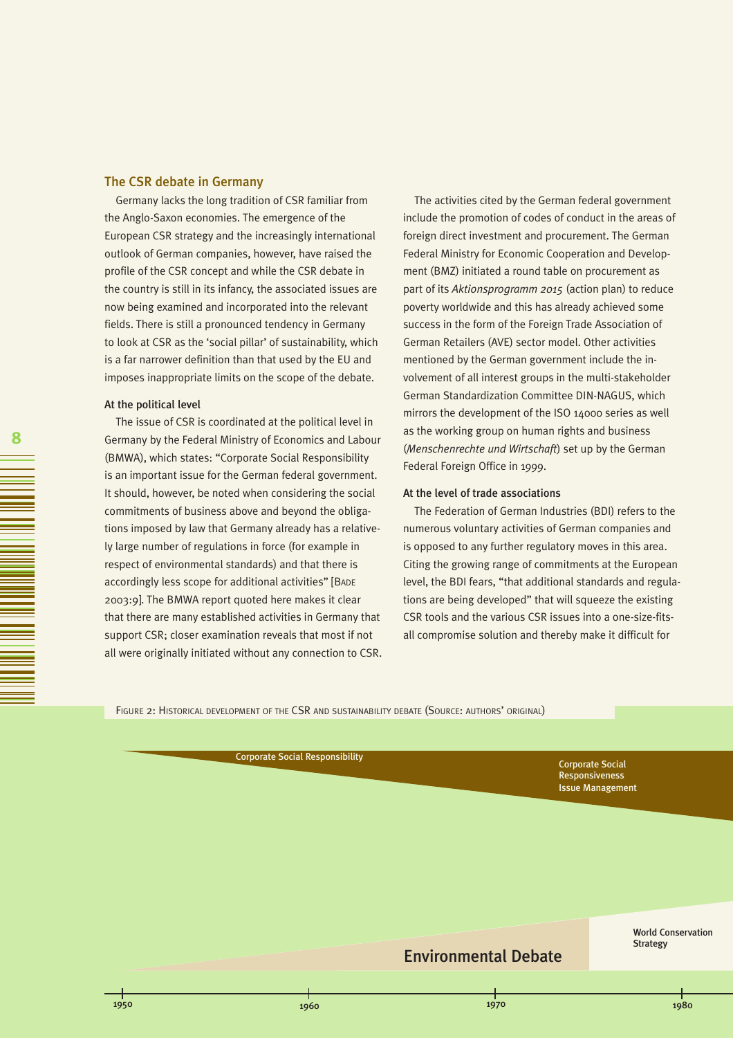## The CSR debate in Germany

Germany lacks the long tradition of CSR familiar from the Anglo-Saxon economies. The emergence of the European CSR strategy and the increasingly international outlook of German companies, however, have raised the profile of the CSR concept and while the CSR debate in the country is still in its infancy, the associated issues are now being examined and incorporated into the relevant fields. There is still a pronounced tendency in Germany to look at CSR as the 'social pillar' of sustainability, which is a far narrower definition than that used by the EU and imposes inappropriate limits on the scope of the debate.

### At the political level

The issue of CSR is coordinated at the political level in Germany by the Federal Ministry of Economics and Labour (BMWA), which states: "Corporate Social Responsibility is an important issue for the German federal government. It should, however, be noted when considering the social commitments of business above and beyond the obligations imposed by law that Germany already has a relatively large number of regulations in force (for example in respect of environmental standards) and that there is accordingly less scope for additional activities" [Bade 2003:9]. The BMWA report quoted here makes it clear that there are many established activities in Germany that support CSR; closer examination reveals that most if not all were originally initiated without any connection to CSR.

The activities cited by the German federal government include the promotion of codes of conduct in the areas of foreign direct investment and procurement. The German Federal Ministry for Economic Cooperation and Development (BMZ) initiated a round table on procurement as part of its *Aktionsprogramm 2015* (action plan) to reduce poverty worldwide and this has already achieved some success in the form of the Foreign Trade Association of German Retailers (AVE) sector model. Other activities mentioned by the German government include the involvement of all interest groups in the multi-stakeholder German Standardization Committee DIN-NAGUS, which mirrors the development of the ISO 14000 series as well as the working group on human rights and business (*Menschenrechte und Wirtschaft*) set up by the German Federal Foreign Office in 1999.

### At the level of trade associations

The Federation of German Industries (BDI) refers to the numerous voluntary activities of German companies and is opposed to any further regulatory moves in this area. Citing the growing range of commitments at the European level, the BDI fears, "that additional standards and regulations are being developed" that will squeeze the existing CSR tools and the various CSR issues into a one-size-fits-all compromise solution and thereby make it difficult for

Figure 2: Historical development of the CSR and sustainability debate (Source: authors' original)

Corporate Social Responsibility

Corporate Social Responsiveness
Issue Management

Environmental Debate

World Conservation Strategy

1950 1960 1970 1980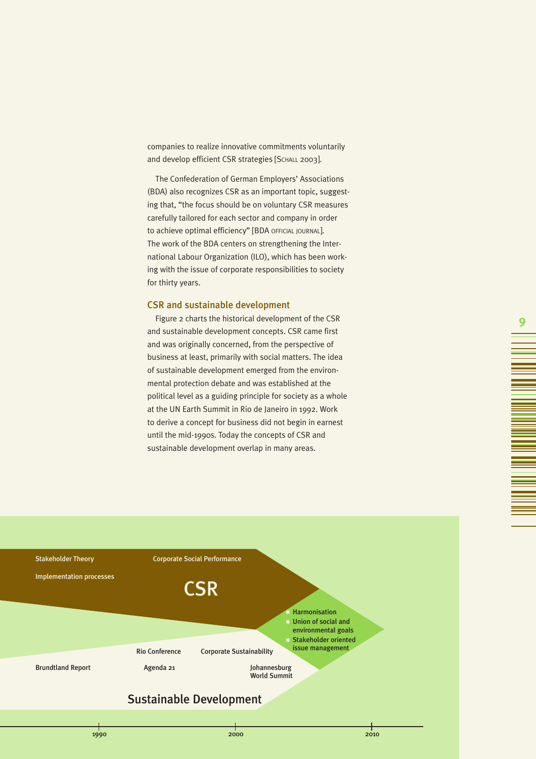companies to realize innovative commitments voluntarily and develop efficient CSR strategies [Schall 2003].

The Confederation of German Employers' Associations (BDA) also recognizes CSR as an important topic, suggesting that, "the focus should be on voluntary CSR measures carefully tailored for each sector and company in order to achieve optimal efficiency" [BDA official journal]. The work of the BDA centers on strengthening the International Labour Organization (ILO), which has been working with the issue of corporate responsibilities to society for thirty years.

### CSR and sustainable development

Figure 2 charts the historical development of the CSR and sustainable development concepts. CSR came first and was originally concerned, from the perspective of business at least, primarily with social matters. The idea of sustainable development emerged from the environmental protection debate and was established at the political level as a guiding principle for society as a whole at the UN Earth Summit in Rio de Janeiro in 1992. Work to derive a concept for business did not begin in earnest until the mid-1990s. Today the concepts of CSR and sustainable development overlap in many areas.

Stakeholder Theory

Corporate Social Performance

Implementation processes

CSR

- Harmonisation
- Union of social and environmental goals
- Stakeholder oriented issue management

Rio Conference

Corporate Sustainability

Brundtland Report

Agenda 21

Johannesburg World Summit

Sustainable Development

1990

2000

2010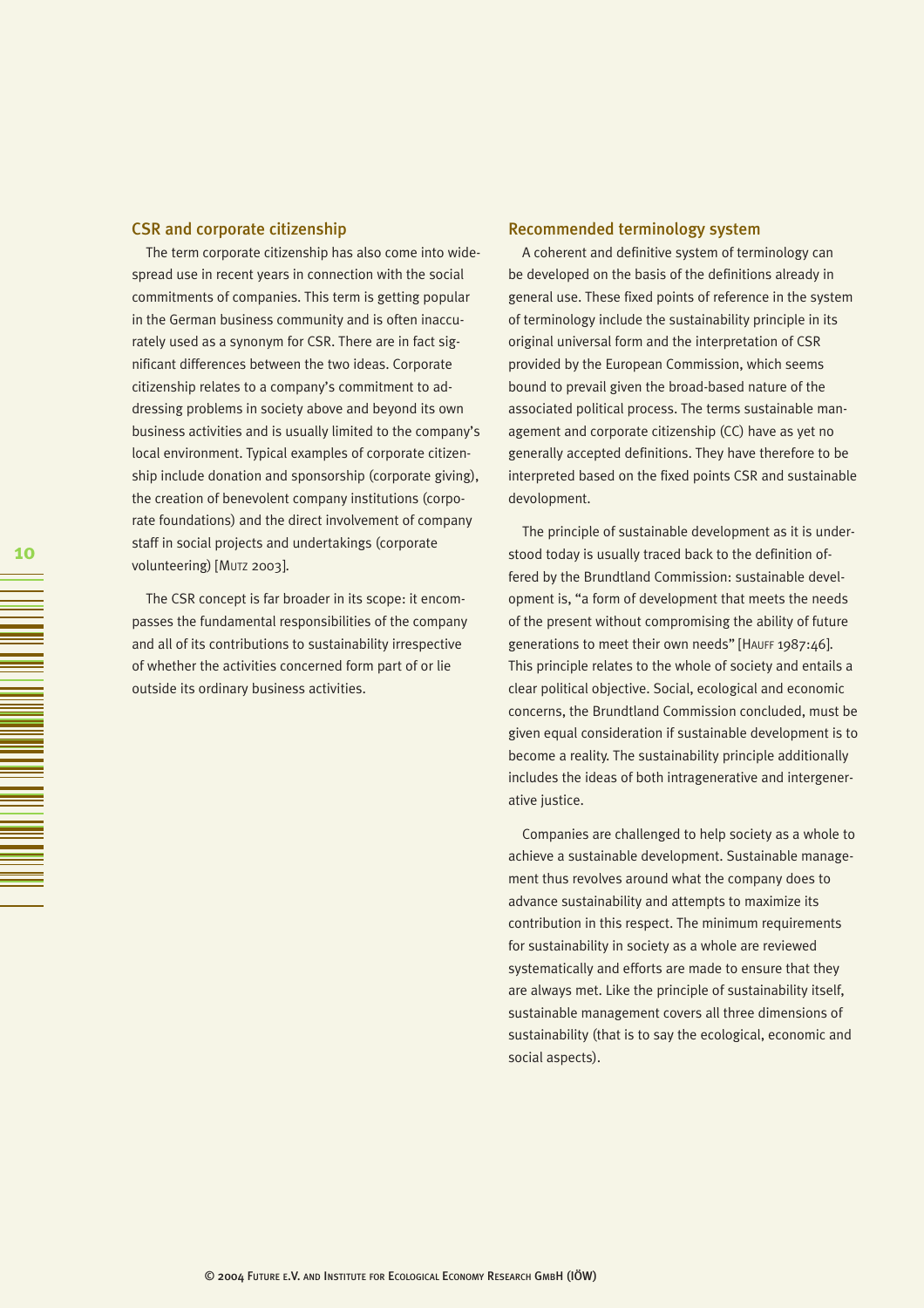## CSR and corporate citizenship

The term corporate citizenship has also come into widespread use in recent years in connection with the social commitments of companies. This term is getting popular in the German business community and is often inaccurately used as a synonym for CSR. There are in fact significant differences between the two ideas. Corporate citizenship relates to a company's commitment to addressing problems in society above and beyond its own business activities and is usually limited to the company's local environment. Typical examples of corporate citizenship include donation and sponsorship (corporate giving), the creation of benevolent company institutions (corporate foundations) and the direct involvement of company staff in social projects and undertakings (corporate volunteering) [Mutz 2003].

The CSR concept is far broader in its scope: it encompasses the fundamental responsibilities of the company and all of its contributions to sustainability irrespective of whether the activities concerned form part of or lie outside its ordinary business activities.

## Recommended terminology system

A coherent and definitive system of terminology can be developed on the basis of the definitions already in general use. These fixed points of reference in the system of terminology include the sustainability principle in its original universal form and the interpretation of CSR provided by the European Commission, which seems bound to prevail given the broad-based nature of the associated political process. The terms sustainable management and corporate citizenship (CC) have as yet no generally accepted definitions. They have therefore to be interpreted based on the fixed points CSR and sustainable devolopment.

The principle of sustainable development as it is understood today is usually traced back to the definition offered by the Brundtland Commission: sustainable development is, "a form of development that meets the needs of the present without compromising the ability of future generations to meet their own needs" [Hauff 1987:46]. This principle relates to the whole of society and entails a clear political objective. Social, ecological and economic concerns, the Brundtland Commission concluded, must be given equal consideration if sustainable development is to become a reality. The sustainability principle additionally includes the ideas of both intragenerative and intergenerative justice.

Companies are challenged to help society as a whole to achieve a sustainable development. Sustainable management thus revolves around what the company does to advance sustainability and attempts to maximize its contribution in this respect. The minimum requirements for sustainability in society as a whole are reviewed systematically and efforts are made to ensure that they are always met. Like the principle of sustainability itself, sustainable management covers all three dimensions of sustainability (that is to say the ecological, economic and social aspects).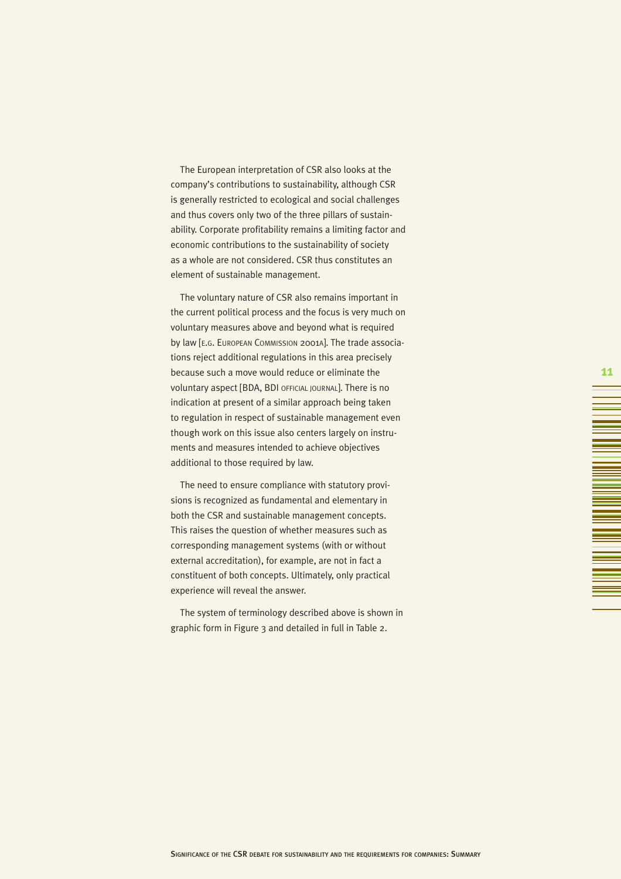The European interpretation of CSR also looks at the company's contributions to sustainability, although CSR is generally restricted to ecological and social challenges and thus covers only two of the three pillars of sustainability. Corporate profitability remains a limiting factor and economic contributions to the sustainability of society as a whole are not considered. CSR thus constitutes an element of sustainable management.

The voluntary nature of CSR also remains important in the current political process and the focus is very much on voluntary measures above and beyond what is required by law [e.g. European Commission 2001a]. The trade associations reject additional regulations in this area precisely because such a move would reduce or eliminate the voluntary aspect [BDA, BDI official journal]. There is no indication at present of a similar approach being taken to regulation in respect of sustainable management even though work on this issue also centers largely on instruments and measures intended to achieve objectives additional to those required by law.

The need to ensure compliance with statutory provisions is recognized as fundamental and elementary in both the CSR and sustainable management concepts. This raises the question of whether measures such as corresponding management systems (with or without external accreditation), for example, are not in fact a constituent of both concepts. Ultimately, only practical experience will reveal the answer.

The system of terminology described above is shown in graphic form in Figure 3 and detailed in full in Table 2.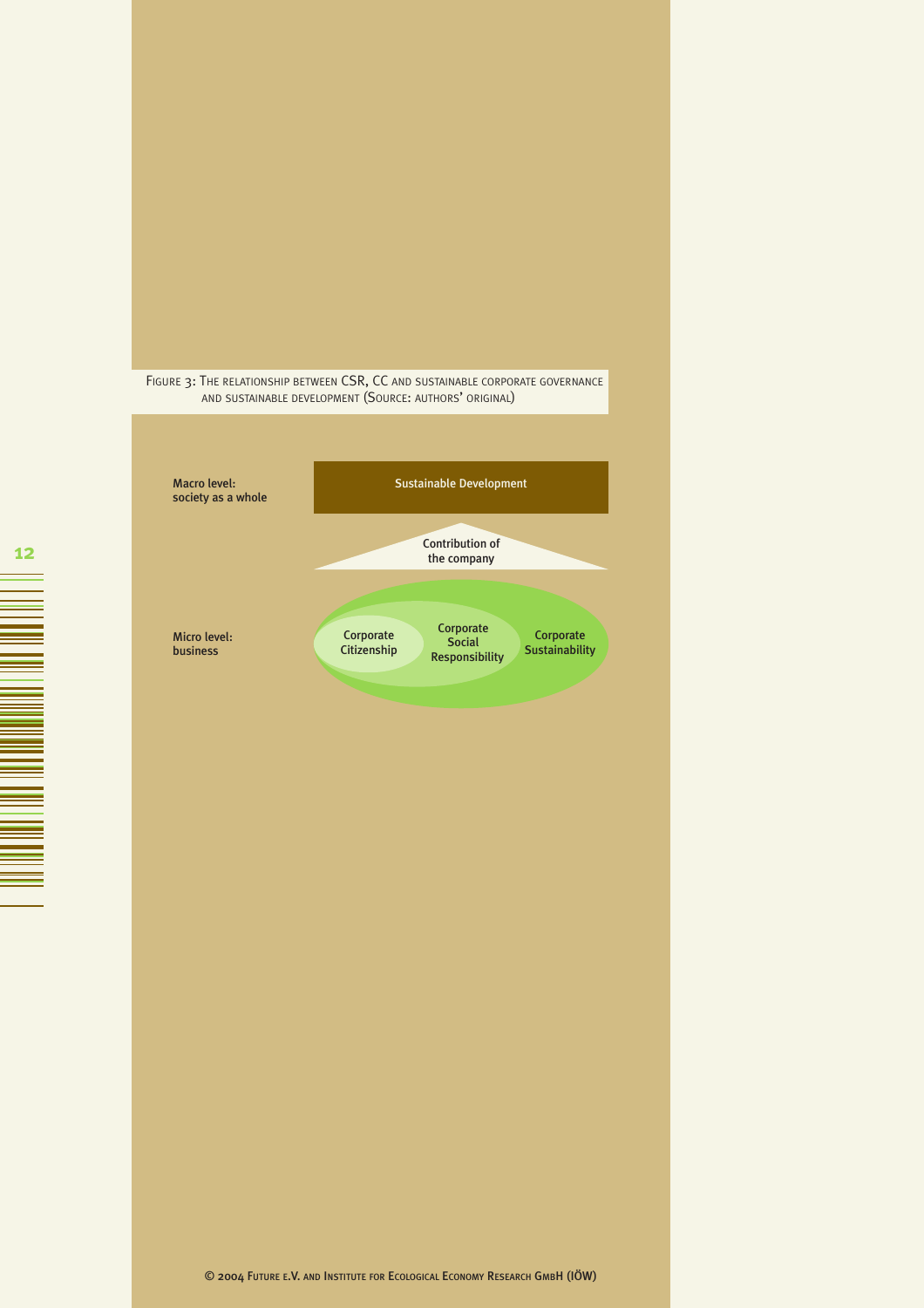FIGURE 3: THE RELATIONSHIP BETWEEN CSR, CC AND SUSTAINABLE CORPORATE GOVERNANCE AND SUSTAINABLE DEVELOPMENT (SOURCE: AUTHORS' ORIGINAL)

Macro level: society as a whole

Sustainable Development

Contribution of the company

Micro level: business

Corporate Citizenship

Corporate Social Responsibility

Corporate Sustainability

© 2004 FUTURE E.V. AND INSTITUTE FOR ECOLOGICAL ECONOMY RESEARCH GMBH (IÖW)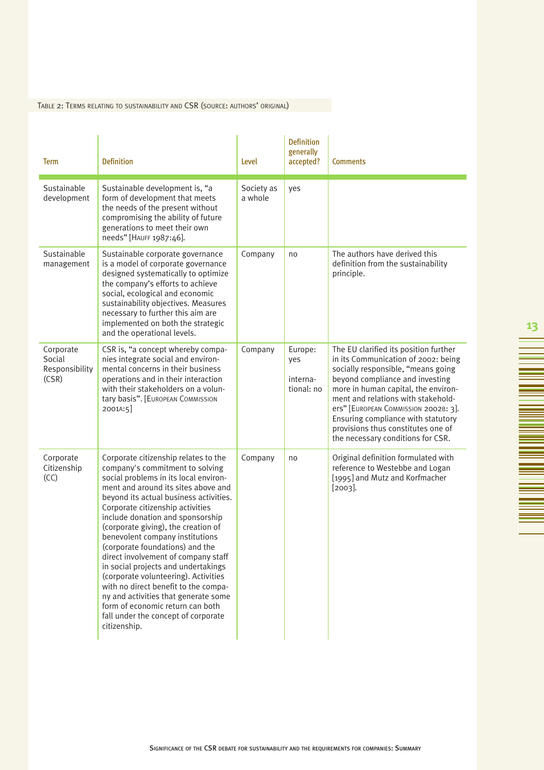Table 2: Terms relating to sustainability and CSR (source: authors' original)

| Term | Definition | Level | Definition generally accepted? | Comments |
|---|---|---|---|---|
| Sustainable development | Sustainable development is, "a form of development that meets the needs of the present without compromising the ability of future generations to meet their own needs" [Hauff 1987:46]. | Society as a whole | yes | |
| Sustainable management | Sustainable corporate governance is a model of corporate governance designed systematically to optimize the company's efforts to achieve social, ecological and economic sustainability objectives. Measures necessary to further this aim are implemented on both the strategic and the operational levels. | Company | no | The authors have derived this definition from the sustainability principle. |
| Corporate Social Responsibility (CSR) | CSR is, "a concept whereby companies integrate social and environmental concerns in their business operations and in their interaction with their stakeholders on a voluntary basis". [European Commission 2001a:5] | Company | Europe: yes<br>international: no | The EU clarified its position further in its Communication of 2002: being socially responsible, "means going beyond compliance and investing more in human capital, the environment and relations with stakeholders" [European Commission 2002b: 3]. Ensuring compliance with statutory provisions thus constitutes one of the necessary conditions for CSR. |
| Corporate Citizenship (CC) | Corporate citizenship relates to the company's commitment to solving social problems in its local environment and around its sites above and beyond its actual business activities. Corporate citizenship activities include donation and sponsorship (corporate giving), the creation of benevolent company institutions (corporate foundations) and the direct involvement of company staff in social projects and undertakings (corporate volunteering). Activities with no direct benefit to the company and activities that generate some form of economic return can both fall under the concept of corporate citizenship. | Company | no | Original definition formulated with reference to Westebbe and Logan [1995] and Mutz and Korfmacher [2003]. |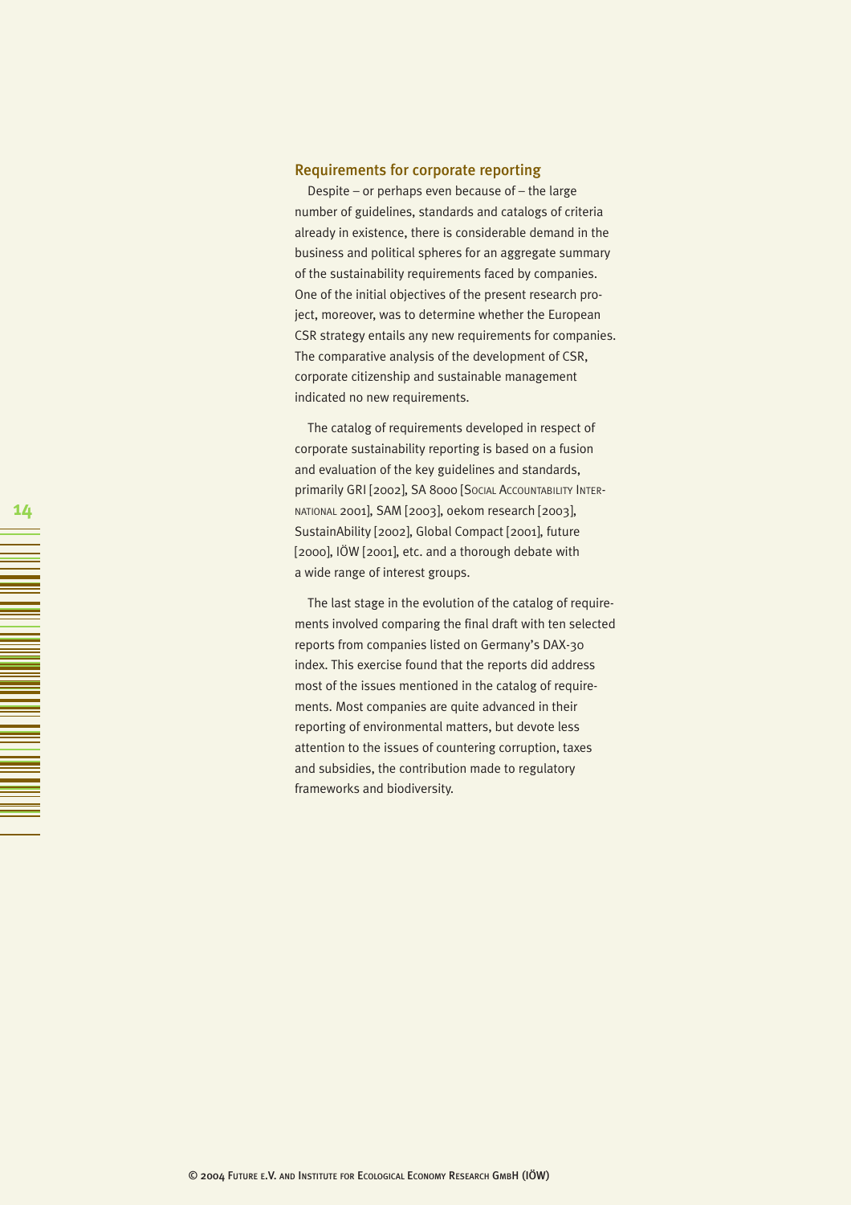## Requirements for corporate reporting

Despite – or perhaps even because of – the large number of guidelines, standards and catalogs of criteria already in existence, there is considerable demand in the business and political spheres for an aggregate summary of the sustainability requirements faced by companies. One of the initial objectives of the present research project, moreover, was to determine whether the European CSR strategy entails any new requirements for companies. The comparative analysis of the development of CSR, corporate citizenship and sustainable management indicated no new requirements.

The catalog of requirements developed in respect of corporate sustainability reporting is based on a fusion and evaluation of the key guidelines and standards, primarily GRI [2002], SA 8000 [Social Accountability International 2001], SAM [2003], oekom research [2003], SustainAbility [2002], Global Compact [2001], future [2000], IÖW [2001], etc. and a thorough debate with a wide range of interest groups.

The last stage in the evolution of the catalog of requirements involved comparing the final draft with ten selected reports from companies listed on Germany's DAX-30 index. This exercise found that the reports did address most of the issues mentioned in the catalog of requirements. Most companies are quite advanced in their reporting of environmental matters, but devote less attention to the issues of countering corruption, taxes and subsidies, the contribution made to regulatory frameworks and biodiversity.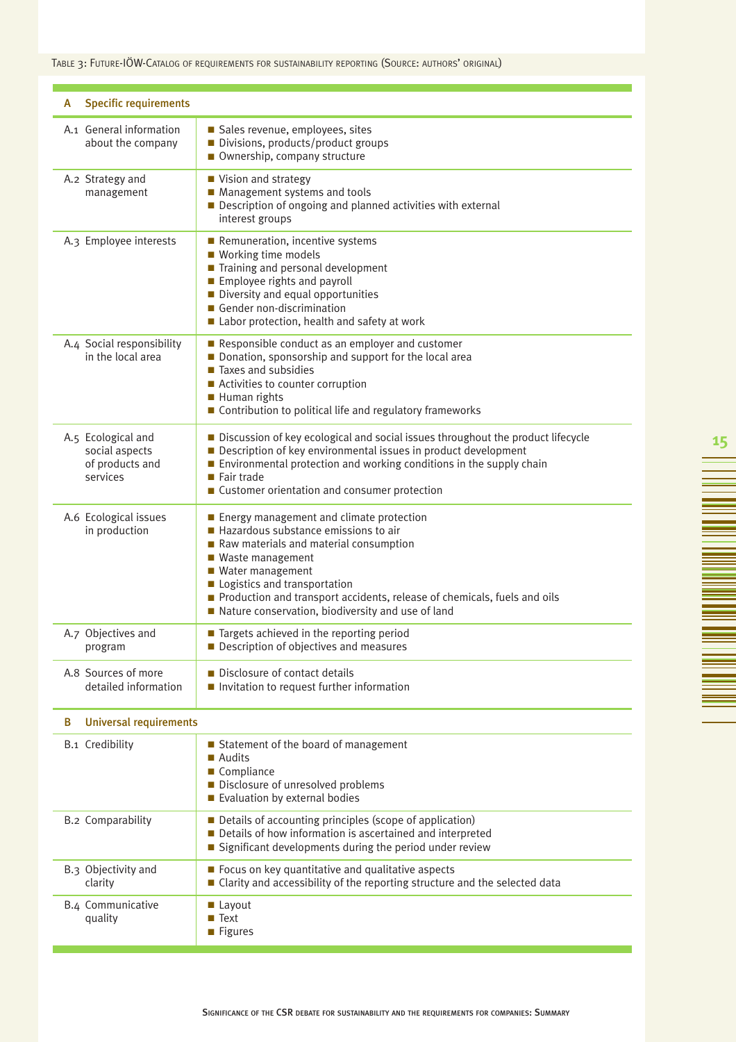Table 3: Future-IÖW-Catalog of requirements for sustainability reporting (Source: authors' original)

| A | Specific requirements |
|---|---|
| A.1 General information about the company | ■ Sales revenue, employees, sites<br>■ Divisions, products/product groups<br>■ Ownership, company structure |
| A.2 Strategy and management | ■ Vision and strategy<br>■ Management systems and tools<br>■ Description of ongoing and planned activities with external interest groups |
| A.3 Employee interests | ■ Remuneration, incentive systems<br>■ Working time models<br>■ Training and personal development<br>■ Employee rights and payroll<br>■ Diversity and equal opportunities<br>■ Gender non-discrimination<br>■ Labor protection, health and safety at work |
| A.4 Social responsibility in the local area | ■ Responsible conduct as an employer and customer<br>■ Donation, sponsorship and support for the local area<br>■ Taxes and subsidies<br>■ Activities to counter corruption<br>■ Human rights<br>■ Contribution to political life and regulatory frameworks |
| A.5 Ecological and social aspects of products and services | ■ Discussion of key ecological and social issues throughout the product lifecycle<br>■ Description of key environmental issues in product development<br>■ Environmental protection and working conditions in the supply chain<br>■ Fair trade<br>■ Customer orientation and consumer protection |
| A.6 Ecological issues in production | ■ Energy management and climate protection<br>■ Hazardous substance emissions to air<br>■ Raw materials and material consumption<br>■ Waste management<br>■ Water management<br>■ Logistics and transportation<br>■ Production and transport accidents, release of chemicals, fuels and oils<br>■ Nature conservation, biodiversity and use of land |
| A.7 Objectives and program | ■ Targets achieved in the reporting period<br>■ Description of objectives and measures |
| A.8 Sources of more detailed information | ■ Disclosure of contact details<br>■ Invitation to request further information |
| **B Universal requirements** | |
| B.1 Credibility | ■ Statement of the board of management<br>■ Audits<br>■ Compliance<br>■ Disclosure of unresolved problems<br>■ Evaluation by external bodies |
| B.2 Comparability | ■ Details of accounting principles (scope of application)<br>■ Details of how information is ascertained and interpreted<br>■ Significant developments during the period under review |
| B.3 Objectivity and clarity | ■ Focus on key quantitative and qualitative aspects<br>■ Clarity and accessibility of the reporting structure and the selected data |
| B.4 Communicative quality | ■ Layout<br>■ Text<br>■ Figures |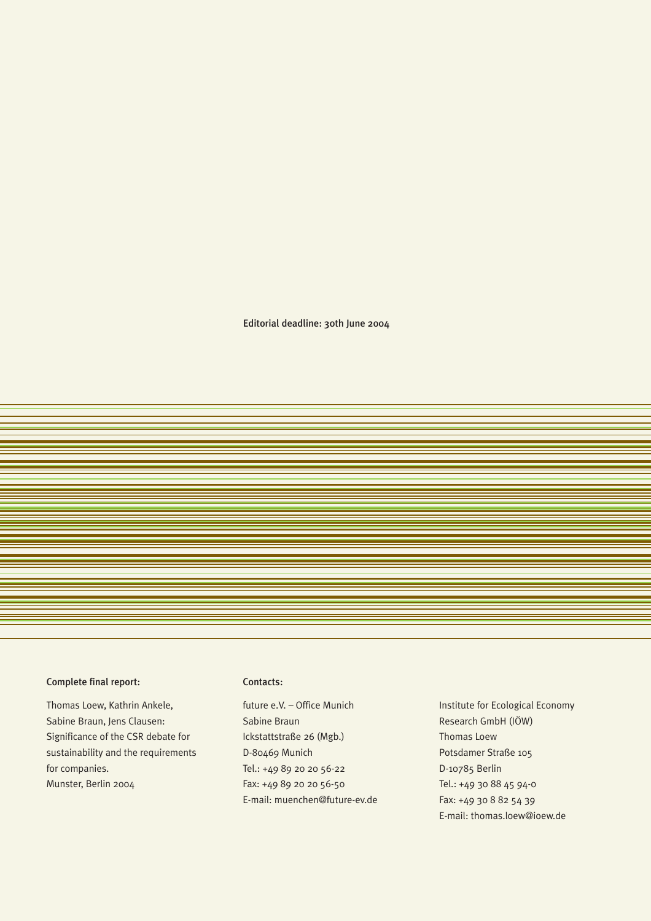Editorial deadline: 30th June 2004

**Complete final report:**

Thomas Loew, Kathrin Ankele,
Sabine Braun, Jens Clausen:
Significance of the CSR debate for
sustainability and the requirements
for companies.
Munster, Berlin 2004

**Contacts:**

future e.V. – Office Munich
Sabine Braun
Ickstattstraße 26 (Mgb.)
D-80469 Munich
Tel.: +49 89 20 20 56-22
Fax: +49 89 20 20 56-50
E-mail: muenchen@future-ev.de

Institute for Ecological Economy
Research GmbH (IÖW)
Thomas Loew
Potsdamer Straße 105
D-10785 Berlin
Tel.: +49 30 88 45 94-0
Fax: +49 30 8 82 54 39
E-mail: thomas.loew@ioew.de